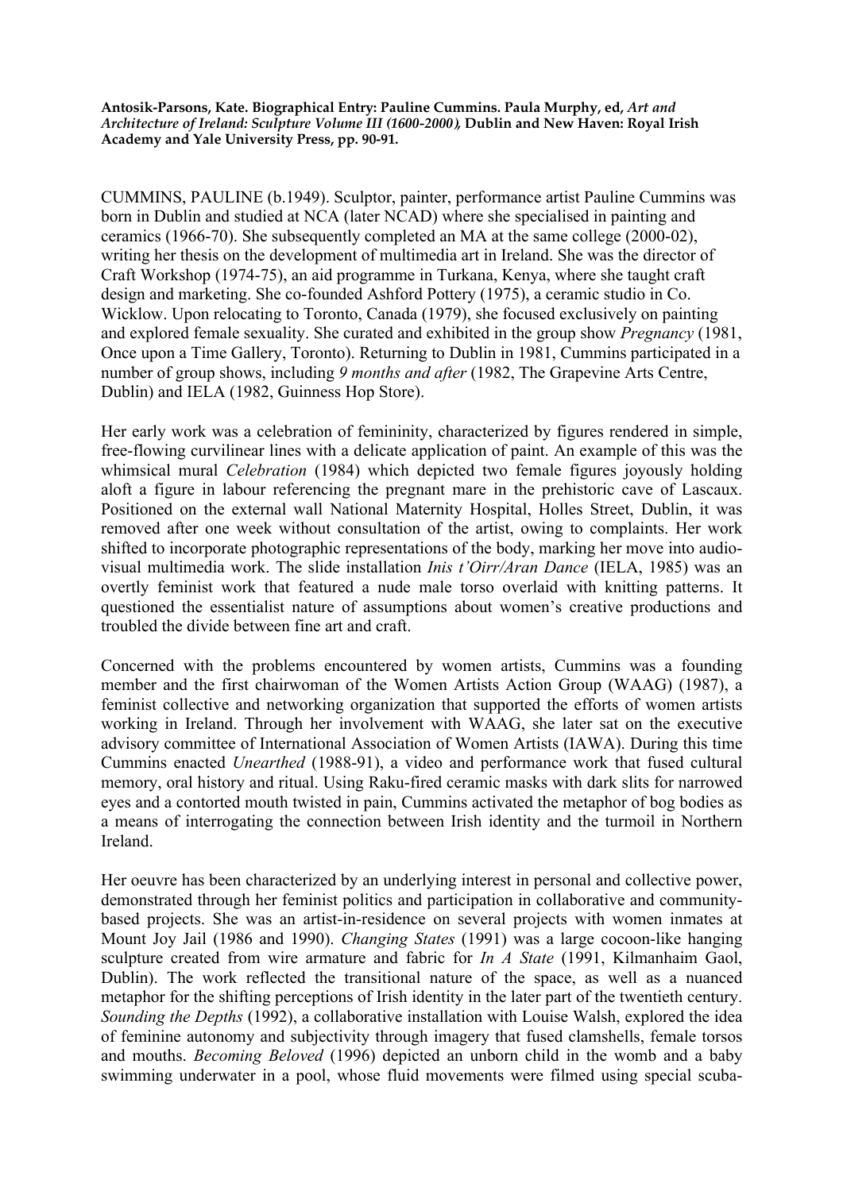**Antosik-Parsons, Kate. Biographical Entry: Pauline Cummins. Paula Murphy, ed, *Art and Architecture of Ireland: Sculpture Volume III (1600-2000)*, Dublin and New Haven: Royal Irish Academy and Yale University Press, pp. 90-91.**

CUMMINS, PAULINE (b.1949). Sculptor, painter, performance artist Pauline Cummins was born in Dublin and studied at NCA (later NCAD) where she specialised in painting and ceramics (1966-70). She subsequently completed an MA at the same college (2000-02), writing her thesis on the development of multimedia art in Ireland. She was the director of Craft Workshop (1974-75), an aid programme in Turkana, Kenya, where she taught craft design and marketing. She co-founded Ashford Pottery (1975), a ceramic studio in Co. Wicklow. Upon relocating to Toronto, Canada (1979), she focused exclusively on painting and explored female sexuality. She curated and exhibited in the group show *Pregnancy* (1981, Once upon a Time Gallery, Toronto). Returning to Dublin in 1981, Cummins participated in a number of group shows, including *9 months and after* (1982, The Grapevine Arts Centre, Dublin) and IELA (1982, Guinness Hop Store).

Her early work was a celebration of femininity, characterized by figures rendered in simple, free-flowing curvilinear lines with a delicate application of paint. An example of this was the whimsical mural *Celebration* (1984) which depicted two female figures joyously holding aloft a figure in labour referencing the pregnant mare in the prehistoric cave of Lascaux. Positioned on the external wall National Maternity Hospital, Holles Street, Dublin, it was removed after one week without consultation of the artist, owing to complaints. Her work shifted to incorporate photographic representations of the body, marking her move into audio-visual multimedia work. The slide installation *Inis t'Oirr/Aran Dance* (IELA, 1985) was an overtly feminist work that featured a nude male torso overlaid with knitting patterns. It questioned the essentialist nature of assumptions about women's creative productions and troubled the divide between fine art and craft.

Concerned with the problems encountered by women artists, Cummins was a founding member and the first chairwoman of the Women Artists Action Group (WAAG) (1987), a feminist collective and networking organization that supported the efforts of women artists working in Ireland. Through her involvement with WAAG, she later sat on the executive advisory committee of International Association of Women Artists (IAWA). During this time Cummins enacted *Unearthed* (1988-91), a video and performance work that fused cultural memory, oral history and ritual. Using Raku-fired ceramic masks with dark slits for narrowed eyes and a contorted mouth twisted in pain, Cummins activated the metaphor of bog bodies as a means of interrogating the connection between Irish identity and the turmoil in Northern Ireland.

Her oeuvre has been characterized by an underlying interest in personal and collective power, demonstrated through her feminist politics and participation in collaborative and community-based projects. She was an artist-in-residence on several projects with women inmates at Mount Joy Jail (1986 and 1990). *Changing States* (1991) was a large cocoon-like hanging sculpture created from wire armature and fabric for *In A State* (1991, Kilmanhaim Gaol, Dublin). The work reflected the transitional nature of the space, as well as a nuanced metaphor for the shifting perceptions of Irish identity in the later part of the twentieth century. *Sounding the Depths* (1992), a collaborative installation with Louise Walsh, explored the idea of feminine autonomy and subjectivity through imagery that fused clamshells, female torsos and mouths. *Becoming Beloved* (1996) depicted an unborn child in the womb and a baby swimming underwater in a pool, whose fluid movements were filmed using special scuba-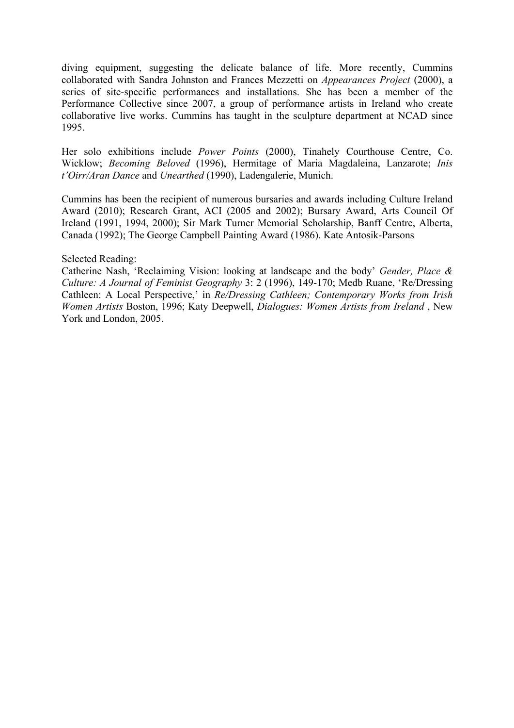diving equipment, suggesting the delicate balance of life. More recently, Cummins collaborated with Sandra Johnston and Frances Mezzetti on *Appearances Project* (2000), a series of site-specific performances and installations. She has been a member of the Performance Collective since 2007, a group of performance artists in Ireland who create collaborative live works. Cummins has taught in the sculpture department at NCAD since 1995.

Her solo exhibitions include *Power Points* (2000), Tinahely Courthouse Centre, Co. Wicklow; *Becoming Beloved* (1996), Hermitage of Maria Magdaleina, Lanzarote; *Inis t'Oirr/Aran Dance* and *Unearthed* (1990), Ladengalerie, Munich.

Cummins has been the recipient of numerous bursaries and awards including Culture Ireland Award (2010); Research Grant, ACI (2005 and 2002); Bursary Award, Arts Council Of Ireland (1991, 1994, 2000); Sir Mark Turner Memorial Scholarship, Banff Centre, Alberta, Canada (1992); The George Campbell Painting Award (1986). Kate Antosik-Parsons

Selected Reading:
Catherine Nash, 'Reclaiming Vision: looking at landscape and the body' *Gender, Place & Culture: A Journal of Feminist Geography* 3: 2 (1996), 149-170; Medb Ruane, 'Re/Dressing Cathleen: A Local Perspective,' in *Re/Dressing Cathleen; Contemporary Works from Irish Women Artists* Boston, 1996; Katy Deepwell, *Dialogues: Women Artists from Ireland* , New York and London, 2005.